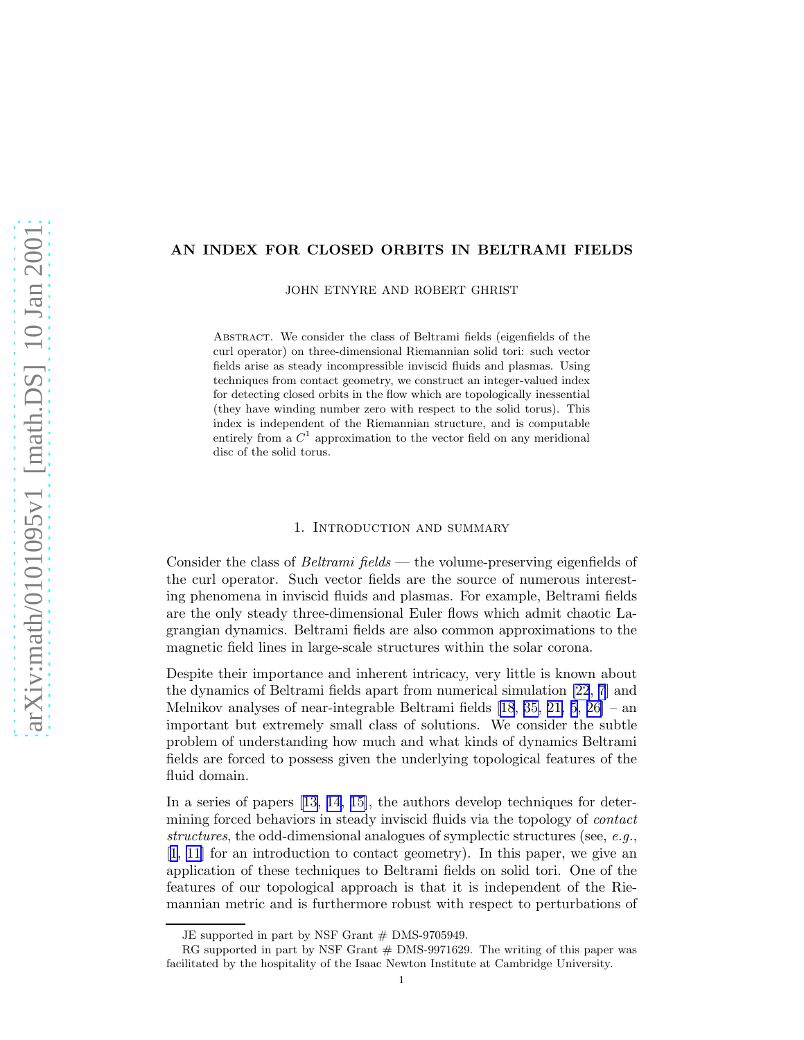# AN INDEX FOR CLOSED ORBITS IN BELTRAMI FIELDS

JOHN ETNYRE AND ROBERT GHRIST

Abstract. We consider the class of Beltrami fields (eigenfields of the curl operator) on three-dimensional Riemannian solid tori: such vector fields arise as steady incompressible inviscid fluids and plasmas. Using techniques from contact geometry, we construct an integer-valued index for detecting closed orbits in the flow which are topologically inessential (they have winding number zero with respect to the solid torus). This index is independent of the Riemannian structure, and is computable entirely from a $C^1$ approximation to the vector field on any meridional disc of the solid torus.

## 1. Introduction and summary

Consider the class of *Beltrami fields* — the volume-preserving eigenfields of the curl operator. Such vector fields are the source of numerous interesting phenomena in inviscid fluids and plasmas. For example, Beltrami fields are the only steady three-dimensional Euler flows which admit chaotic Lagrangian dynamics. Beltrami fields are also common approximations to the magnetic field lines in large-scale structures within the solar corona.

Despite their importance and inherent intricacy, very little is known about the dynamics of Beltrami fields apart from numerical simulation [22, 7] and Melnikov analyses of near-integrable Beltrami fields [18, 35, 21, 5, 26] – an important but extremely small class of solutions. We consider the subtle problem of understanding how much and what kinds of dynamics Beltrami fields are forced to possess given the underlying topological features of the fluid domain.

In a series of papers [13, 14, 15], the authors develop techniques for determining forced behaviors in steady inviscid fluids via the topology of *contact structures*, the odd-dimensional analogues of symplectic structures (see, *e.g.*, [1, 11] for an introduction to contact geometry). In this paper, we give an application of these techniques to Beltrami fields on solid tori. One of the features of our topological approach is that it is independent of the Riemannian metric and is furthermore robust with respect to perturbations of

JE supported in part by NSF Grant # DMS-9705949.

RG supported in part by NSF Grant # DMS-9971629. The writing of this paper was facilitated by the hospitality of the Isaac Newton Institute at Cambridge University.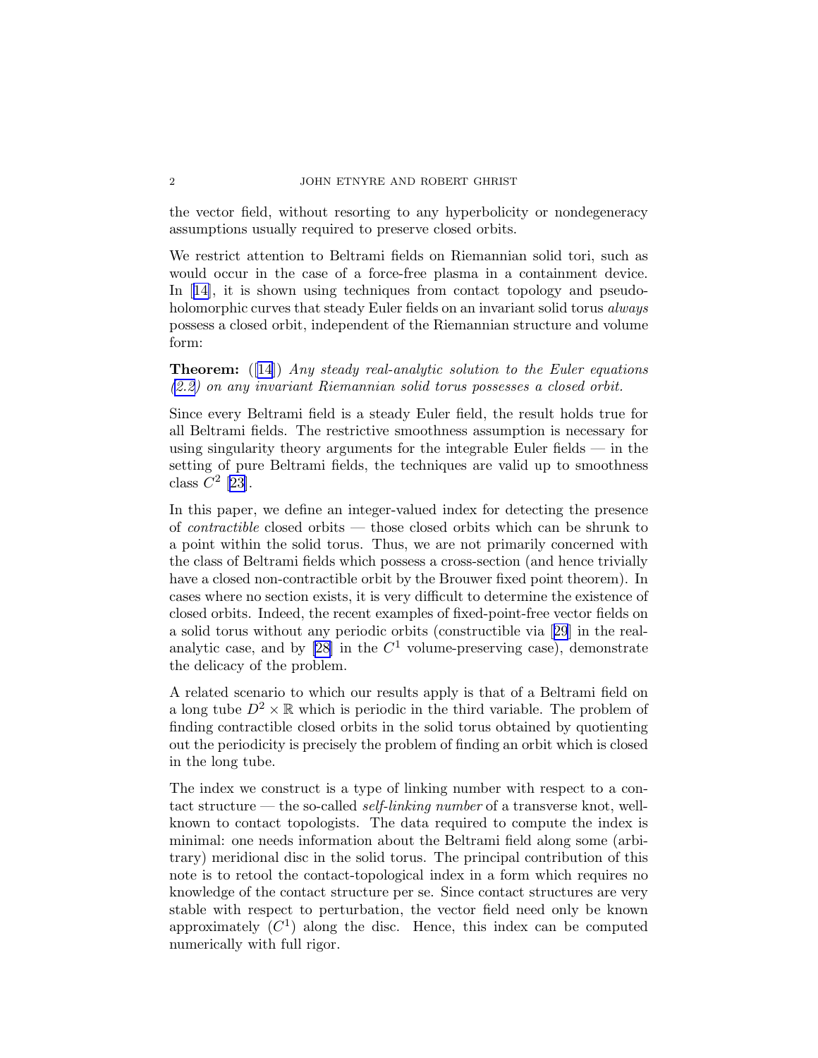the vector field, without resorting to any hyperbolicity or nondegeneracy assumptions usually required to preserve closed orbits.

We restrict attention to Beltrami fields on Riemannian solid tori, such as would occur in the case of a force-free plasma in a containment device. In [14], it is shown using techniques from contact topology and pseudo-holomorphic curves that steady Euler fields on an invariant solid torus *always* possess a closed orbit, independent of the Riemannian structure and volume form:

**Theorem:** ([14]) *Any steady real-analytic solution to the Euler equations (2.2) on any invariant Riemannian solid torus possesses a closed orbit.*

Since every Beltrami field is a steady Euler field, the result holds true for all Beltrami fields. The restrictive smoothness assumption is necessary for using singularity theory arguments for the integrable Euler fields — in the setting of pure Beltrami fields, the techniques are valid up to smoothness class $C^2$ [23].

In this paper, we define an integer-valued index for detecting the presence of *contractible* closed orbits — those closed orbits which can be shrunk to a point within the solid torus. Thus, we are not primarily concerned with the class of Beltrami fields which possess a cross-section (and hence trivially have a closed non-contractible orbit by the Brouwer fixed point theorem). In cases where no section exists, it is very difficult to determine the existence of closed orbits. Indeed, the recent examples of fixed-point-free vector fields on a solid torus without any periodic orbits (constructible via [29] in the real-analytic case, and by [28] in the $C^1$ volume-preserving case), demonstrate the delicacy of the problem.

A related scenario to which our results apply is that of a Beltrami field on a long tube $D^2 \times \mathbb{R}$ which is periodic in the third variable. The problem of finding contractible closed orbits in the solid torus obtained by quotienting out the periodicity is precisely the problem of finding an orbit which is closed in the long tube.

The index we construct is a type of linking number with respect to a contact structure — the so-called *self-linking number* of a transverse knot, well-known to contact topologists. The data required to compute the index is minimal: one needs information about the Beltrami field along some (arbitrary) meridional disc in the solid torus. The principal contribution of this note is to retool the contact-topological index in a form which requires no knowledge of the contact structure per se. Since contact structures are very stable with respect to perturbation, the vector field need only be known approximately ($C^1$) along the disc. Hence, this index can be computed numerically with full rigor.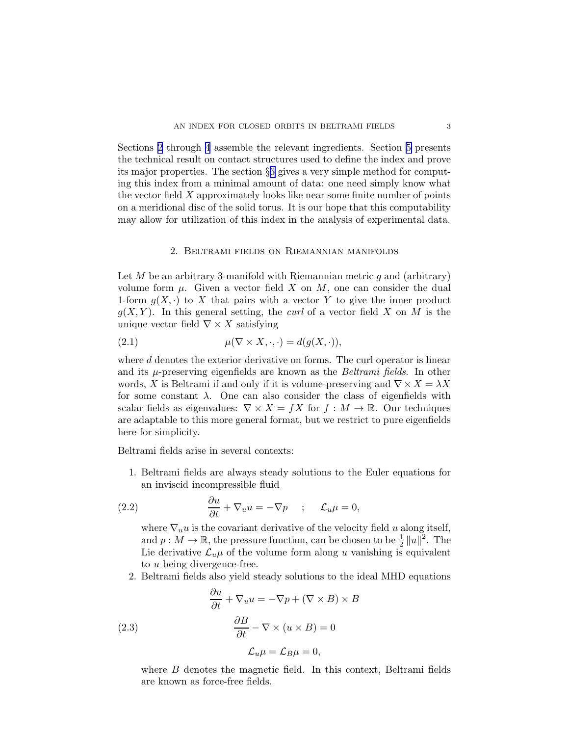Sections 2 through 4 assemble the relevant ingredients. Section 5 presents the technical result on contact structures used to define the index and prove its major properties. The section §6 gives a very simple method for computing this index from a minimal amount of data: one need simply know what the vector field $X$ approximately looks like near some finite number of points on a meridional disc of the solid torus. It is our hope that this computability may allow for utilization of this index in the analysis of experimental data.

## 2. Beltrami fields on Riemannian manifolds

Let $M$ be an arbitrary 3-manifold with Riemannian metric $g$ and (arbitrary) volume form $\mu$. Given a vector field $X$ on $M$, one can consider the dual 1-form $g(X, \cdot)$ to $X$ that pairs with a vector $Y$ to give the inner product $g(X, Y)$. In this general setting, the *curl* of a vector field $X$ on $M$ is the unique vector field $\nabla \times X$ satisfying

$$\mu(\nabla \times X, \cdot, \cdot) = d(g(X, \cdot)), \tag{2.1}$$

where $d$ denotes the exterior derivative on forms. The curl operator is linear and its $\mu$-preserving eigenfields are known as the *Beltrami fields*. In other words, $X$ is Beltrami if and only if it is volume-preserving and $\nabla \times X = \lambda X$ for some constant $\lambda$. One can also consider the class of eigenfields with scalar fields as eigenvalues: $\nabla \times X = fX$ for $f : M \to \mathbb{R}$. Our techniques are adaptable to this more general format, but we restrict to pure eigenfields here for simplicity.

Beltrami fields arise in several contexts:

1. Beltrami fields are always steady solutions to the Euler equations for an inviscid incompressible fluid

$$\frac{\partial u}{\partial t} + \nabla_u u = -\nabla p \quad ; \quad \mathcal{L}_u \mu = 0, \tag{2.2}$$

   where $\nabla_u u$ is the covariant derivative of the velocity field $u$ along itself, and $p : M \to \mathbb{R}$, the pressure function, can be chosen to be $\frac{1}{2}\|u\|^2$. The Lie derivative $\mathcal{L}_u \mu$ of the volume form along $u$ vanishing is equivalent to $u$ being divergence-free.

2. Beltrami fields also yield steady solutions to the ideal MHD equations

$$\begin{aligned} \frac{\partial u}{\partial t} + \nabla_u u &= -\nabla p + (\nabla \times B) \times B \\ \frac{\partial B}{\partial t} - \nabla \times (u \times B) &= 0 \\ \mathcal{L}_u \mu = \mathcal{L}_B \mu &= 0, \end{aligned} \tag{2.3}$$

   where $B$ denotes the magnetic field. In this context, Beltrami fields are known as force-free fields.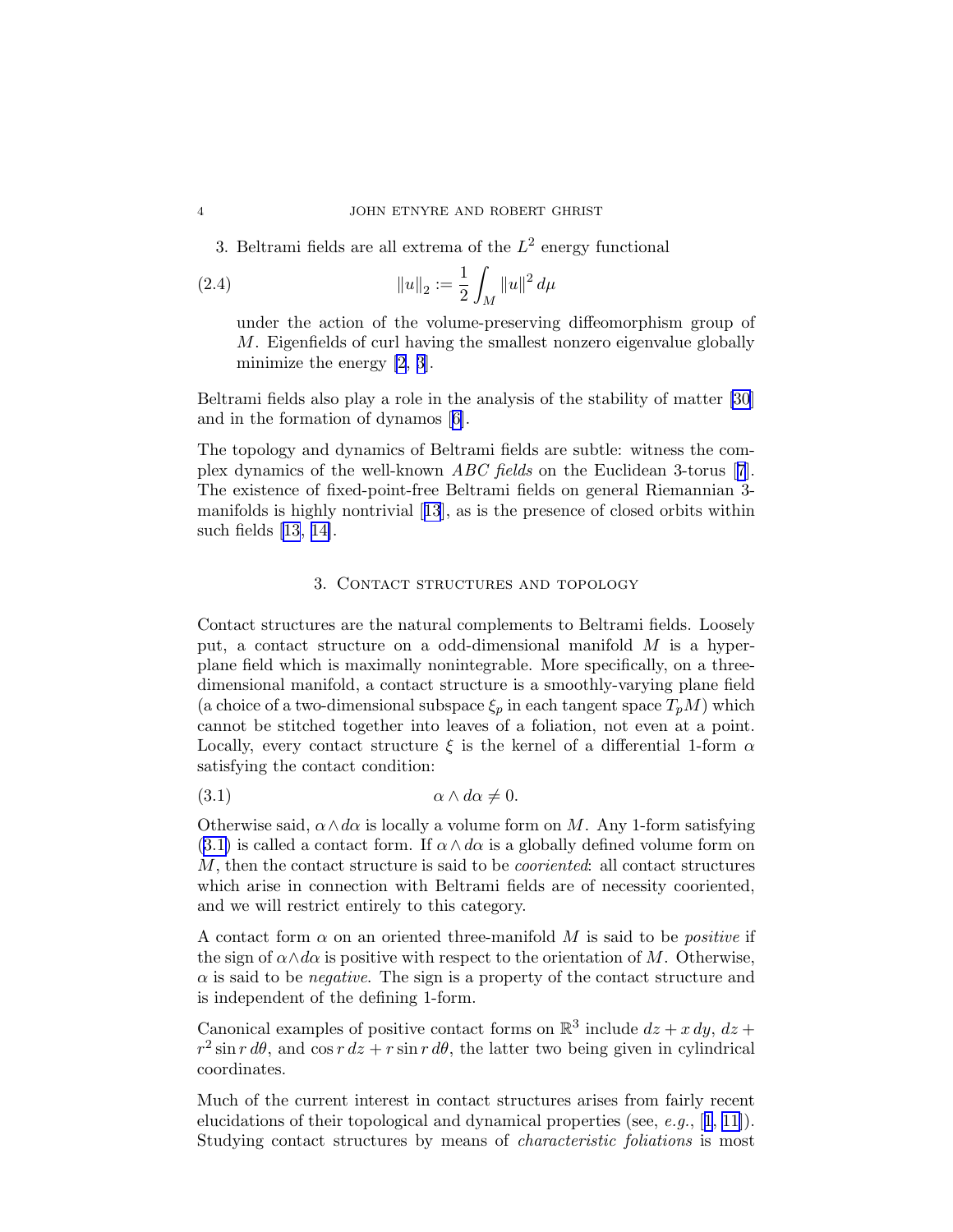3. Beltrami fields are all extrema of the $L^2$ energy functional

$$\|u\|_2 := \frac{1}{2}\int_M \|u\|^2 \, d\mu \tag{2.4}$$

under the action of the volume-preserving diffeomorphism group of $M$. Eigenfields of curl having the smallest nonzero eigenvalue globally minimize the energy [2, 3].

Beltrami fields also play a role in the analysis of the stability of matter [30] and in the formation of dynamos [6].

The topology and dynamics of Beltrami fields are subtle: witness the complex dynamics of the well-known *ABC fields* on the Euclidean 3-torus [7]. The existence of fixed-point-free Beltrami fields on general Riemannian 3-manifolds is highly nontrivial [13], as is the presence of closed orbits within such fields [13, 14].

## 3. Contact structures and topology

Contact structures are the natural complements to Beltrami fields. Loosely put, a contact structure on a odd-dimensional manifold $M$ is a hyperplane field which is maximally nonintegrable. More specifically, on a three-dimensional manifold, a contact structure is a smoothly-varying plane field (a choice of a two-dimensional subspace $\xi_p$ in each tangent space $T_pM$) which cannot be stitched together into leaves of a foliation, not even at a point. Locally, every contact structure $\xi$ is the kernel of a differential 1-form $\alpha$ satisfying the contact condition:

$$\alpha \wedge d\alpha \neq 0. \tag{3.1}$$

Otherwise said, $\alpha \wedge d\alpha$ is locally a volume form on $M$. Any 1-form satisfying (3.1) is called a contact form. If $\alpha \wedge d\alpha$ is a globally defined volume form on $M$, then the contact structure is said to be *cooriented*: all contact structures which arise in connection with Beltrami fields are of necessity cooriented, and we will restrict entirely to this category.

A contact form $\alpha$ on an oriented three-manifold $M$ is said to be *positive* if the sign of $\alpha \wedge d\alpha$ is positive with respect to the orientation of $M$. Otherwise, $\alpha$ is said to be *negative*. The sign is a property of the contact structure and is independent of the defining 1-form.

Canonical examples of positive contact forms on $\mathbb{R}^3$ include $dz + x\,dy$, $dz + r^2 \sin r\, d\theta$, and $\cos r\, dz + r \sin r\, d\theta$, the latter two being given in cylindrical coordinates.

Much of the current interest in contact structures arises from fairly recent elucidations of their topological and dynamical properties (see, *e.g.*, [1, 11]). Studying contact structures by means of *characteristic foliations* is most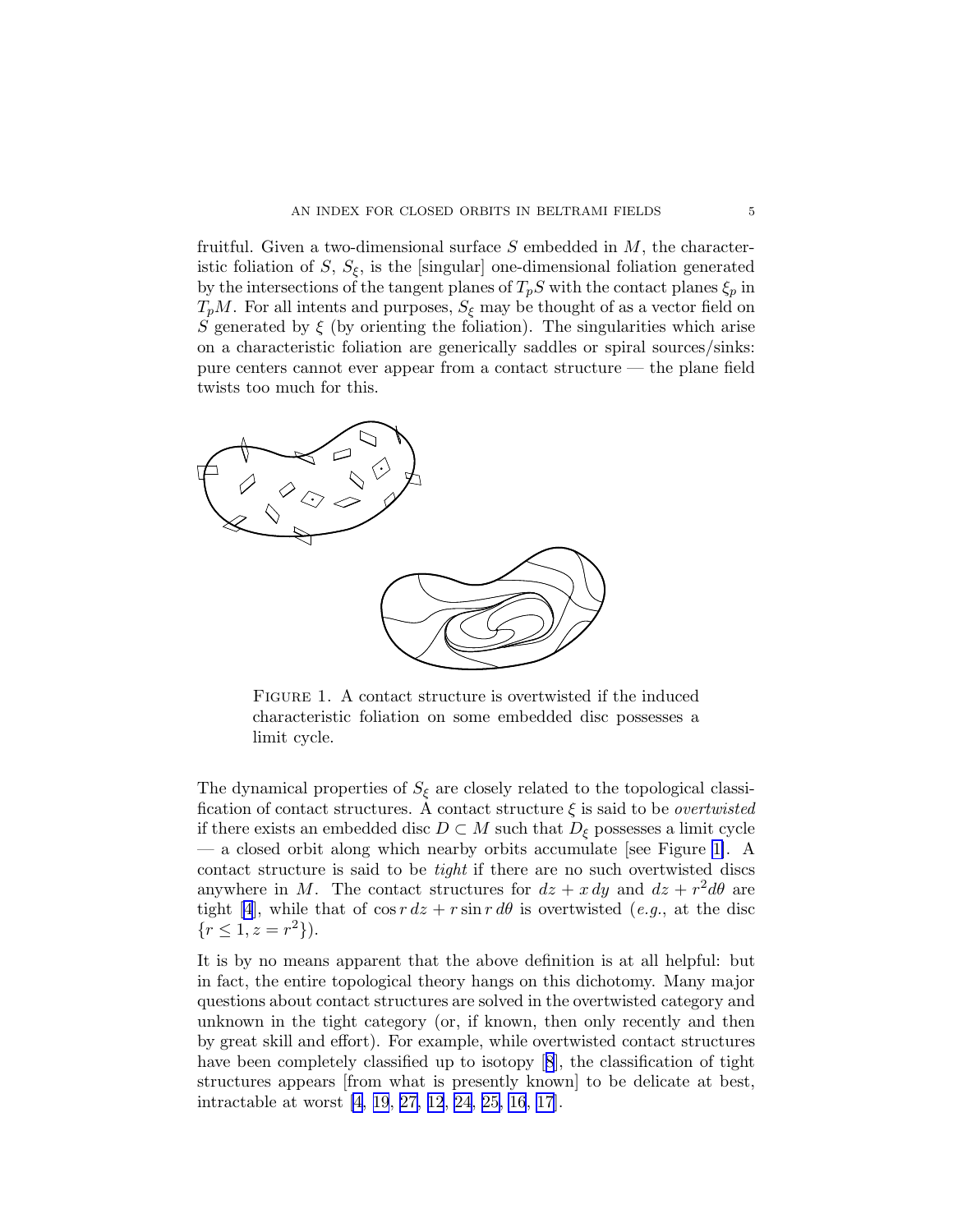fruitful. Given a two-dimensional surface $S$ embedded in $M$, the characteristic foliation of $S$, $S_\xi$, is the [singular] one-dimensional foliation generated by the intersections of the tangent planes of $T_pS$ with the contact planes $\xi_p$ in $T_pM$. For all intents and purposes, $S_\xi$ may be thought of as a vector field on $S$ generated by $\xi$ (by orienting the foliation). The singularities which arise on a characteristic foliation are generically saddles or spiral sources/sinks: pure centers cannot ever appear from a contact structure — the plane field twists too much for this.

FIGURE 1. A contact structure is overtwisted if the induced characteristic foliation on some embedded disc possesses a limit cycle.

The dynamical properties of $S_\xi$ are closely related to the topological classification of contact structures. A contact structure $\xi$ is said to be *overtwisted* if there exists an embedded disc $D \subset M$ such that $D_\xi$ possesses a limit cycle — a closed orbit along which nearby orbits accumulate [see Figure 1]. A contact structure is said to be *tight* if there are no such overtwisted discs anywhere in $M$. The contact structures for $dz + x\,dy$ and $dz + r^2 d\theta$ are tight [4], while that of $\cos r\,dz + r \sin r\,d\theta$ is overtwisted (*e.g.*, at the disc $\{r \leq 1, z = r^2\}$).

It is by no means apparent that the above definition is at all helpful: but in fact, the entire topological theory hangs on this dichotomy. Many major questions about contact structures are solved in the overtwisted category and unknown in the tight category (or, if known, then only recently and then by great skill and effort). For example, while overtwisted contact structures have been completely classified up to isotopy [8], the classification of tight structures appears [from what is presently known] to be delicate at best, intractable at worst [4, 19, 27, 12, 24, 25, 16, 17].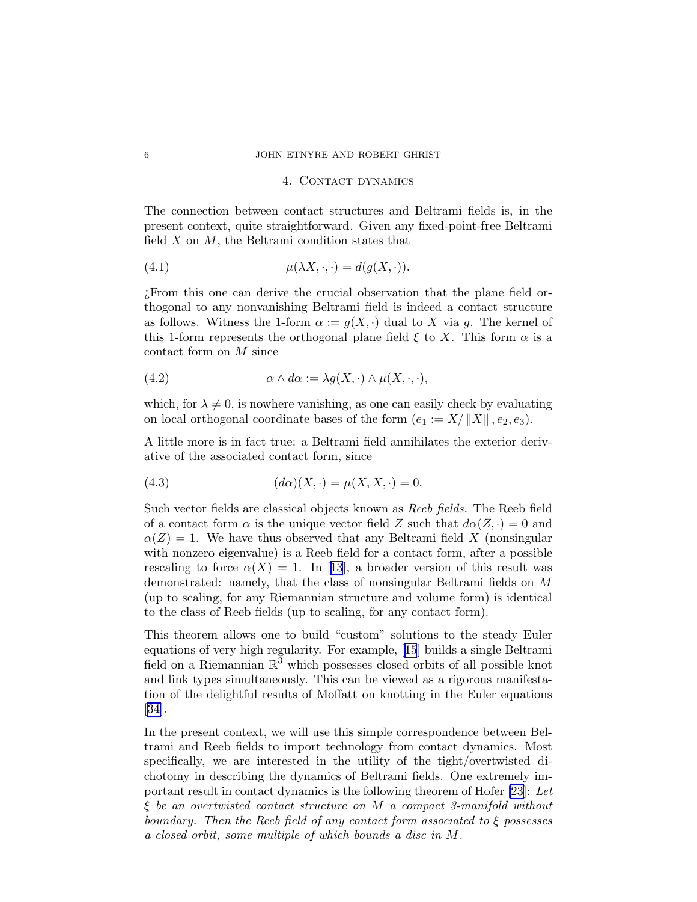## 4. Contact dynamics

The connection between contact structures and Beltrami fields is, in the present context, quite straightforward. Given any fixed-point-free Beltrami field $X$ on $M$, the Beltrami condition states that

$$\mu(\lambda X, \cdot, \cdot) = d(g(X, \cdot)). \tag{4.1}$$

¿From this one can derive the crucial observation that the plane field orthogonal to any nonvanishing Beltrami field is indeed a contact structure as follows. Witness the 1-form $\alpha := g(X, \cdot)$ dual to $X$ via $g$. The kernel of this 1-form represents the orthogonal plane field $\xi$ to $X$. This form $\alpha$ is a contact form on $M$ since

$$\alpha \wedge d\alpha := \lambda g(X, \cdot) \wedge \mu(X, \cdot, \cdot), \tag{4.2}$$

which, for $\lambda \neq 0$, is nowhere vanishing, as one can easily check by evaluating on local orthogonal coordinate bases of the form $(e_1 := X/\|X\|, e_2, e_3)$.

A little more is in fact true: a Beltrami field annihilates the exterior derivative of the associated contact form, since

$$(d\alpha)(X, \cdot) = \mu(X, X, \cdot) = 0. \tag{4.3}$$

Such vector fields are classical objects known as *Reeb fields.* The Reeb field of a contact form $\alpha$ is the unique vector field $Z$ such that $d\alpha(Z, \cdot) = 0$ and $\alpha(Z) = 1$. We have thus observed that any Beltrami field $X$ (nonsingular with nonzero eigenvalue) is a Reeb field for a contact form, after a possible rescaling to force $\alpha(X) = 1$. In [13], a broader version of this result was demonstrated: namely, that the class of nonsingular Beltrami fields on $M$ (up to scaling, for any Riemannian structure and volume form) is identical to the class of Reeb fields (up to scaling, for any contact form).

This theorem allows one to build "custom" solutions to the steady Euler equations of very high regularity. For example, [15] builds a single Beltrami field on a Riemannian $\mathbb{R}^3$ which possesses closed orbits of all possible knot and link types simultaneously. This can be viewed as a rigorous manifestation of the delightful results of Moffatt on knotting in the Euler equations [34].

In the present context, we will use this simple correspondence between Beltrami and Reeb fields to import technology from contact dynamics. Most specifically, we are interested in the utility of the tight/overtwisted dichotomy in describing the dynamics of Beltrami fields. One extremely important result in contact dynamics is the following theorem of Hofer [23]: *Let $\xi$ be an overtwisted contact structure on $M$ a compact 3-manifold without boundary. Then the Reeb field of any contact form associated to $\xi$ possesses a closed orbit, some multiple of which bounds a disc in $M$.*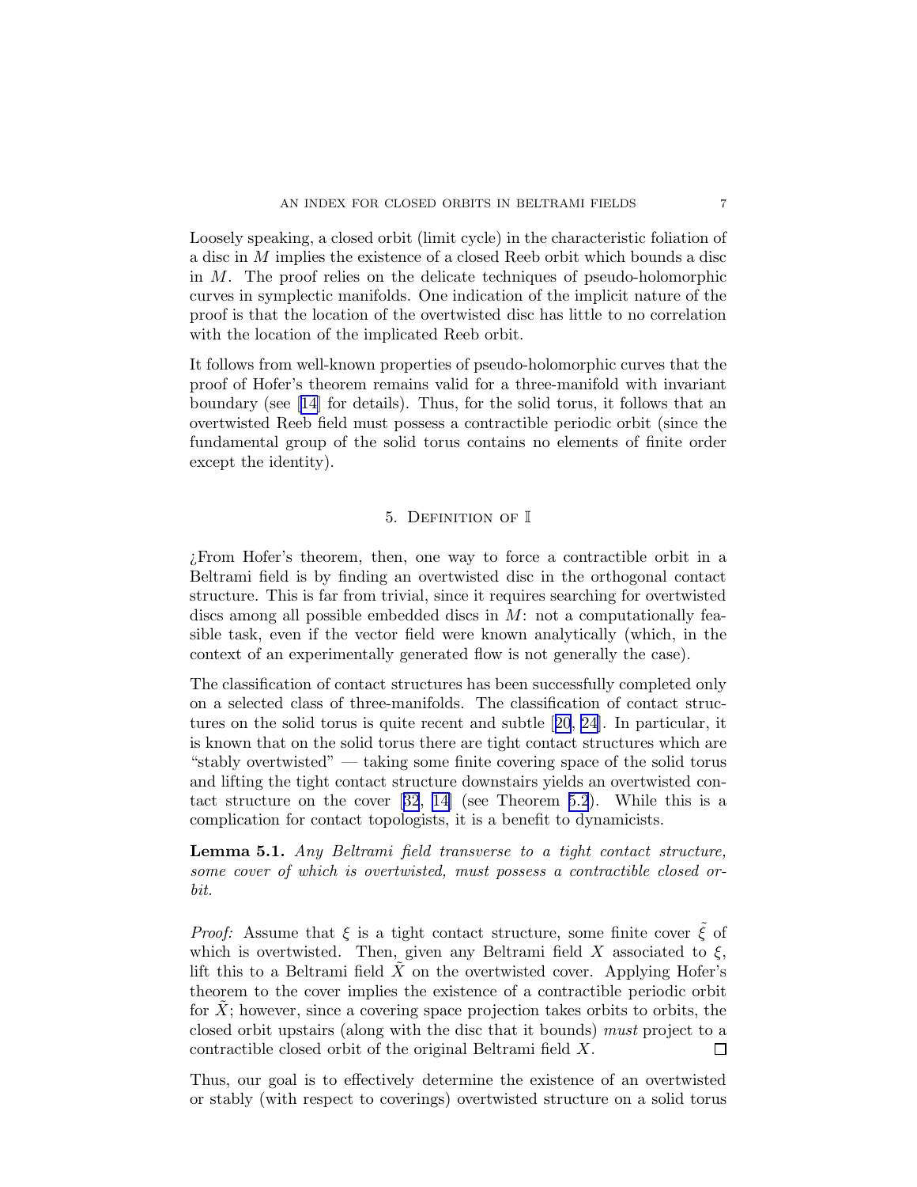Loosely speaking, a closed orbit (limit cycle) in the characteristic foliation of a disc in $M$ implies the existence of a closed Reeb orbit which bounds a disc in $M$. The proof relies on the delicate techniques of pseudo-holomorphic curves in symplectic manifolds. One indication of the implicit nature of the proof is that the location of the overtwisted disc has little to no correlation with the location of the implicated Reeb orbit.

It follows from well-known properties of pseudo-holomorphic curves that the proof of Hofer's theorem remains valid for a three-manifold with invariant boundary (see [14] for details). Thus, for the solid torus, it follows that an overtwisted Reeb field must possess a contractible periodic orbit (since the fundamental group of the solid torus contains no elements of finite order except the identity).

## 5. Definition of $\mathbb{I}$

¿From Hofer's theorem, then, one way to force a contractible orbit in a Beltrami field is by finding an overtwisted disc in the orthogonal contact structure. This is far from trivial, since it requires searching for overtwisted discs among all possible embedded discs in $M$: not a computationally feasible task, even if the vector field were known analytically (which, in the context of an experimentally generated flow is not generally the case).

The classification of contact structures has been successfully completed only on a selected class of three-manifolds. The classification of contact structures on the solid torus is quite recent and subtle [20, 24]. In particular, it is known that on the solid torus there are tight contact structures which are "stably overtwisted" — taking some finite covering space of the solid torus and lifting the tight contact structure downstairs yields an overtwisted contact structure on the cover [32, 14] (see Theorem 5.2). While this is a complication for contact topologists, it is a benefit to dynamicists.

**Lemma 5.1.** *Any Beltrami field transverse to a tight contact structure, some cover of which is overtwisted, must possess a contractible closed orbit.*

*Proof:* Assume that $\xi$ is a tight contact structure, some finite cover $\tilde{\xi}$ of which is overtwisted. Then, given any Beltrami field $X$ associated to $\xi$, lift this to a Beltrami field $\tilde{X}$ on the overtwisted cover. Applying Hofer's theorem to the cover implies the existence of a contractible periodic orbit for $\tilde{X}$; however, since a covering space projection takes orbits to orbits, the closed orbit upstairs (along with the disc that it bounds) *must* project to a contractible closed orbit of the original Beltrami field $X$. □

Thus, our goal is to effectively determine the existence of an overtwisted or stably (with respect to coverings) overtwisted structure on a solid torus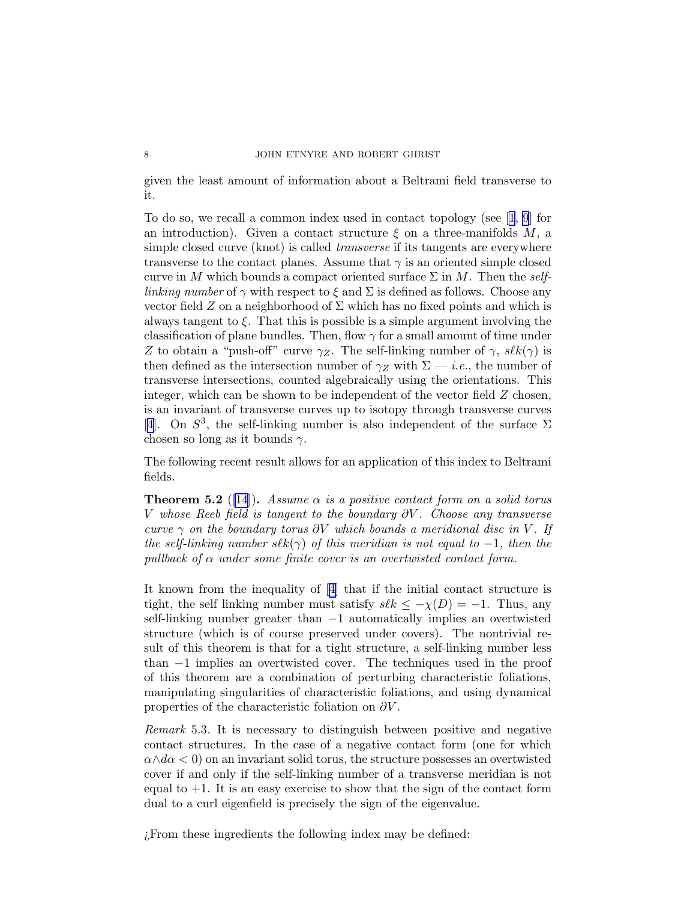given the least amount of information about a Beltrami field transverse to it.

To do so, we recall a common index used in contact topology (see [1, 9] for an introduction). Given a contact structure $\xi$ on a three-manifolds $M$, a simple closed curve (knot) is called *transverse* if its tangents are everywhere transverse to the contact planes. Assume that $\gamma$ is an oriented simple closed curve in $M$ which bounds a compact oriented surface $\Sigma$ in $M$. Then the *self-linking number* of $\gamma$ with respect to $\xi$ and $\Sigma$ is defined as follows. Choose any vector field $Z$ on a neighborhood of $\Sigma$ which has no fixed points and which is always tangent to $\xi$. That this is possible is a simple argument involving the classification of plane bundles. Then, flow $\gamma$ for a small amount of time under $Z$ to obtain a "push-off" curve $\gamma_Z$. The self-linking number of $\gamma$, $s\ell k(\gamma)$ is then defined as the intersection number of $\gamma_Z$ with $\Sigma$ — *i.e.*, the number of transverse intersections, counted algebraically using the orientations. This integer, which can be shown to be independent of the vector field $Z$ chosen, is an invariant of transverse curves up to isotopy through transverse curves [4]. On $S^3$, the self-linking number is also independent of the surface $\Sigma$ chosen so long as it bounds $\gamma$.

The following recent result allows for an application of this index to Beltrami fields.

**Theorem 5.2** ([14]). *Assume $\alpha$ is a positive contact form on a solid torus $V$ whose Reeb field is tangent to the boundary $\partial V$. Choose any transverse curve $\gamma$ on the boundary torus $\partial V$ which bounds a meridional disc in $V$. If the self-linking number $s\ell k(\gamma)$ of this meridian is not equal to $-1$, then the pullback of $\alpha$ under some finite cover is an overtwisted contact form.*

It known from the inequality of [4] that if the initial contact structure is tight, the self linking number must satisfy $s\ell k \leq -\chi(D) = -1$. Thus, any self-linking number greater than $-1$ automatically implies an overtwisted structure (which is of course preserved under covers). The nontrivial result of this theorem is that for a tight structure, a self-linking number less than $-1$ implies an overtwisted cover. The techniques used in the proof of this theorem are a combination of perturbing characteristic foliations, manipulating singularities of characteristic foliations, and using dynamical properties of the characteristic foliation on $\partial V$.

*Remark* 5.3. It is necessary to distinguish between positive and negative contact structures. In the case of a negative contact form (one for which $\alpha \wedge d\alpha < 0$) on an invariant solid torus, the structure possesses an overtwisted cover if and only if the self-linking number of a transverse meridian is not equal to $+1$. It is an easy exercise to show that the sign of the contact form dual to a curl eigenfield is precisely the sign of the eigenvalue.

¿From these ingredients the following index may be defined: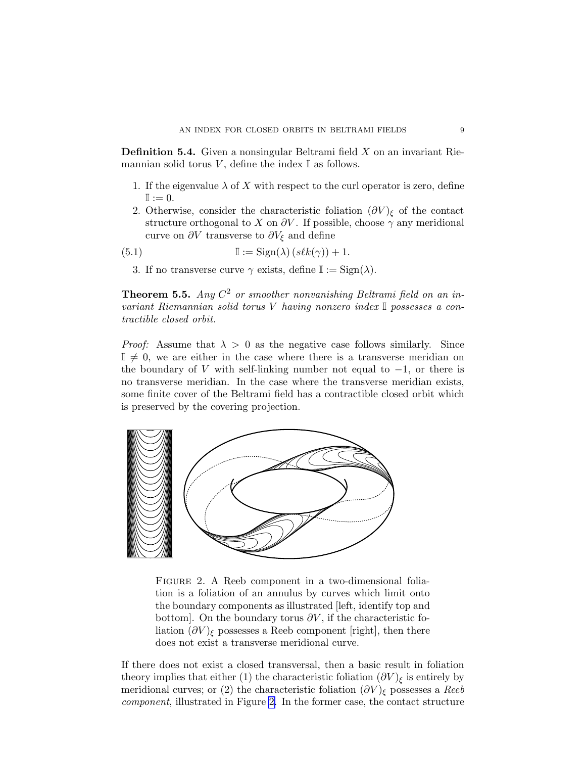**Definition 5.4.** Given a nonsingular Beltrami field $X$ on an invariant Riemannian solid torus $V$, define the index $\mathbb{I}$ as follows.

1. If the eigenvalue $\lambda$ of $X$ with respect to the curl operator is zero, define $\mathbb{I} := 0$.
2. Otherwise, consider the characteristic foliation $(\partial V)_\xi$ of the contact structure orthogonal to $X$ on $\partial V$. If possible, choose $\gamma$ any meridional curve on $\partial V$ transverse to $\partial V_\xi$ and define

$$\mathbb{I} := \mathrm{Sign}(\lambda)\,(s\ell k(\gamma)) + 1. \tag{5.1}$$

3. If no transverse curve $\gamma$ exists, define $\mathbb{I} := \mathrm{Sign}(\lambda)$.

**Theorem 5.5.** *Any $C^2$ or smoother nonvanishing Beltrami field on an invariant Riemannian solid torus $V$ having nonzero index $\mathbb{I}$ possesses a contractible closed orbit.*

*Proof:* Assume that $\lambda > 0$ as the negative case follows similarly. Since $\mathbb{I} \neq 0$, we are either in the case where there is a transverse meridian on the boundary of $V$ with self-linking number not equal to $-1$, or there is no transverse meridian. In the case where the transverse meridian exists, some finite cover of the Beltrami field has a contractible closed orbit which is preserved by the covering projection.

FIGURE 2. A Reeb component in a two-dimensional foliation is a foliation of an annulus by curves which limit onto the boundary components as illustrated [left, identify top and bottom]. On the boundary torus $\partial V$, if the characteristic foliation $(\partial V)_\xi$ possesses a Reeb component [right], then there does not exist a transverse meridional curve.

If there does not exist a closed transversal, then a basic result in foliation theory implies that either (1) the characteristic foliation $(\partial V)_\xi$ is entirely by meridional curves; or (2) the characteristic foliation $(\partial V)_\xi$ possesses a *Reeb component*, illustrated in Figure 2. In the former case, the contact structure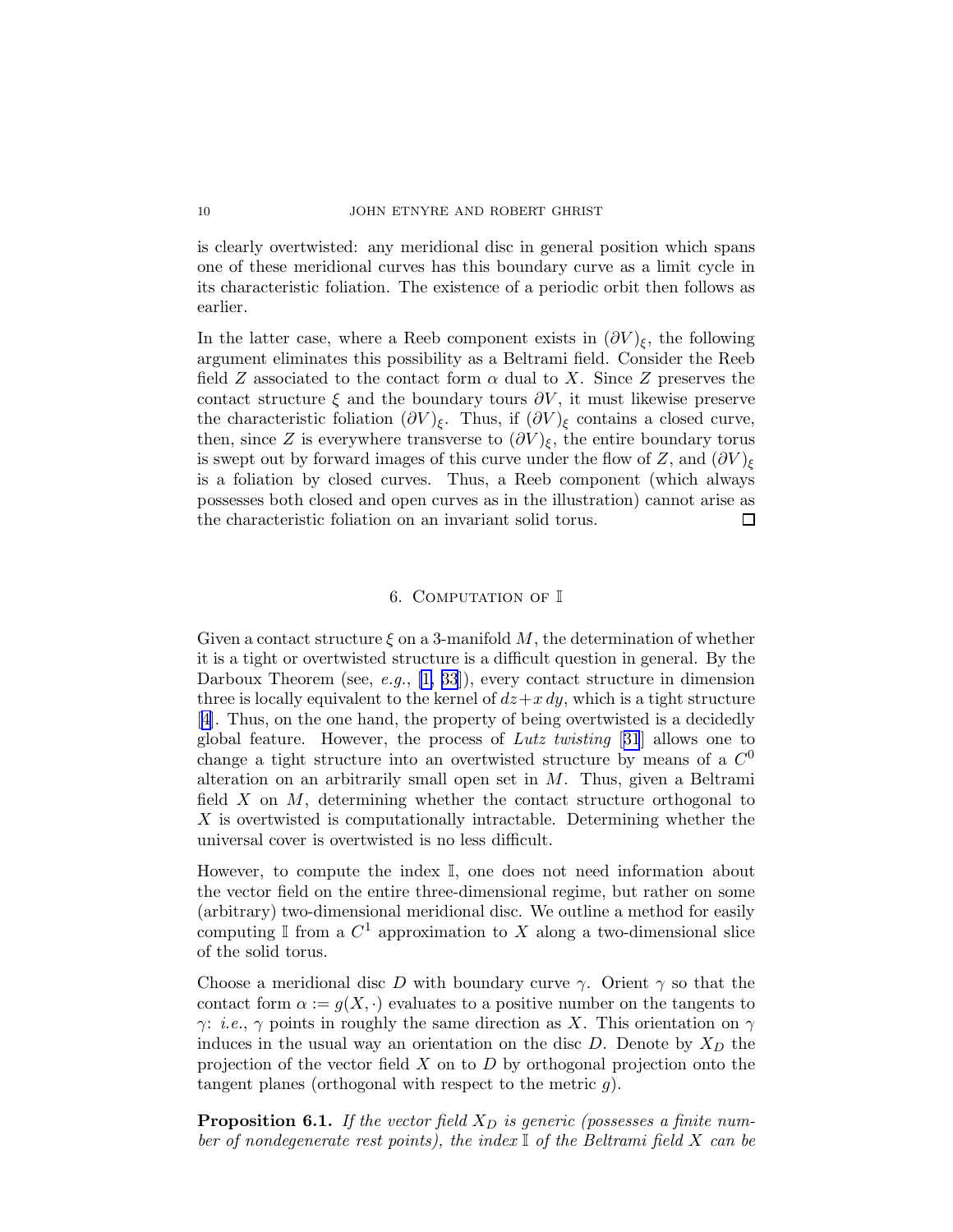is clearly overtwisted: any meridional disc in general position which spans one of these meridional curves has this boundary curve as a limit cycle in its characteristic foliation. The existence of a periodic orbit then follows as earlier.

In the latter case, where a Reeb component exists in $(\partial V)_\xi$, the following argument eliminates this possibility as a Beltrami field. Consider the Reeb field $Z$ associated to the contact form $\alpha$ dual to $X$. Since $Z$ preserves the contact structure $\xi$ and the boundary tours $\partial V$, it must likewise preserve the characteristic foliation $(\partial V)_\xi$. Thus, if $(\partial V)_\xi$ contains a closed curve, then, since $Z$ is everywhere transverse to $(\partial V)_\xi$, the entire boundary torus is swept out by forward images of this curve under the flow of $Z$, and $(\partial V)_\xi$ is a foliation by closed curves. Thus, a Reeb component (which always possesses both closed and open curves as in the illustration) cannot arise as the characteristic foliation on an invariant solid torus. □

## 6. Computation of $\mathbb{I}$

Given a contact structure $\xi$ on a 3-manifold $M$, the determination of whether it is a tight or overtwisted structure is a difficult question in general. By the Darboux Theorem (see, *e.g.*, [1, 33]), every contact structure in dimension three is locally equivalent to the kernel of $dz + x\,dy$, which is a tight structure [4]. Thus, on the one hand, the property of being overtwisted is a decidedly global feature. However, the process of *Lutz twisting* [31] allows one to change a tight structure into an overtwisted structure by means of a $C^0$ alteration on an arbitrarily small open set in $M$. Thus, given a Beltrami field $X$ on $M$, determining whether the contact structure orthogonal to $X$ is overtwisted is computationally intractable. Determining whether the universal cover is overtwisted is no less difficult.

However, to compute the index $\mathbb{I}$, one does not need information about the vector field on the entire three-dimensional regime, but rather on some (arbitrary) two-dimensional meridional disc. We outline a method for easily computing $\mathbb{I}$ from a $C^1$ approximation to $X$ along a two-dimensional slice of the solid torus.

Choose a meridional disc $D$ with boundary curve $\gamma$. Orient $\gamma$ so that the contact form $\alpha := g(X, \cdot)$ evaluates to a positive number on the tangents to $\gamma$: *i.e.*, $\gamma$ points in roughly the same direction as $X$. This orientation on $\gamma$ induces in the usual way an orientation on the disc $D$. Denote by $X_D$ the projection of the vector field $X$ on to $D$ by orthogonal projection onto the tangent planes (orthogonal with respect to the metric $g$).

**Proposition 6.1.** *If the vector field $X_D$ is generic (possesses a finite number of nondegenerate rest points), the index $\mathbb{I}$ of the Beltrami field $X$ can be*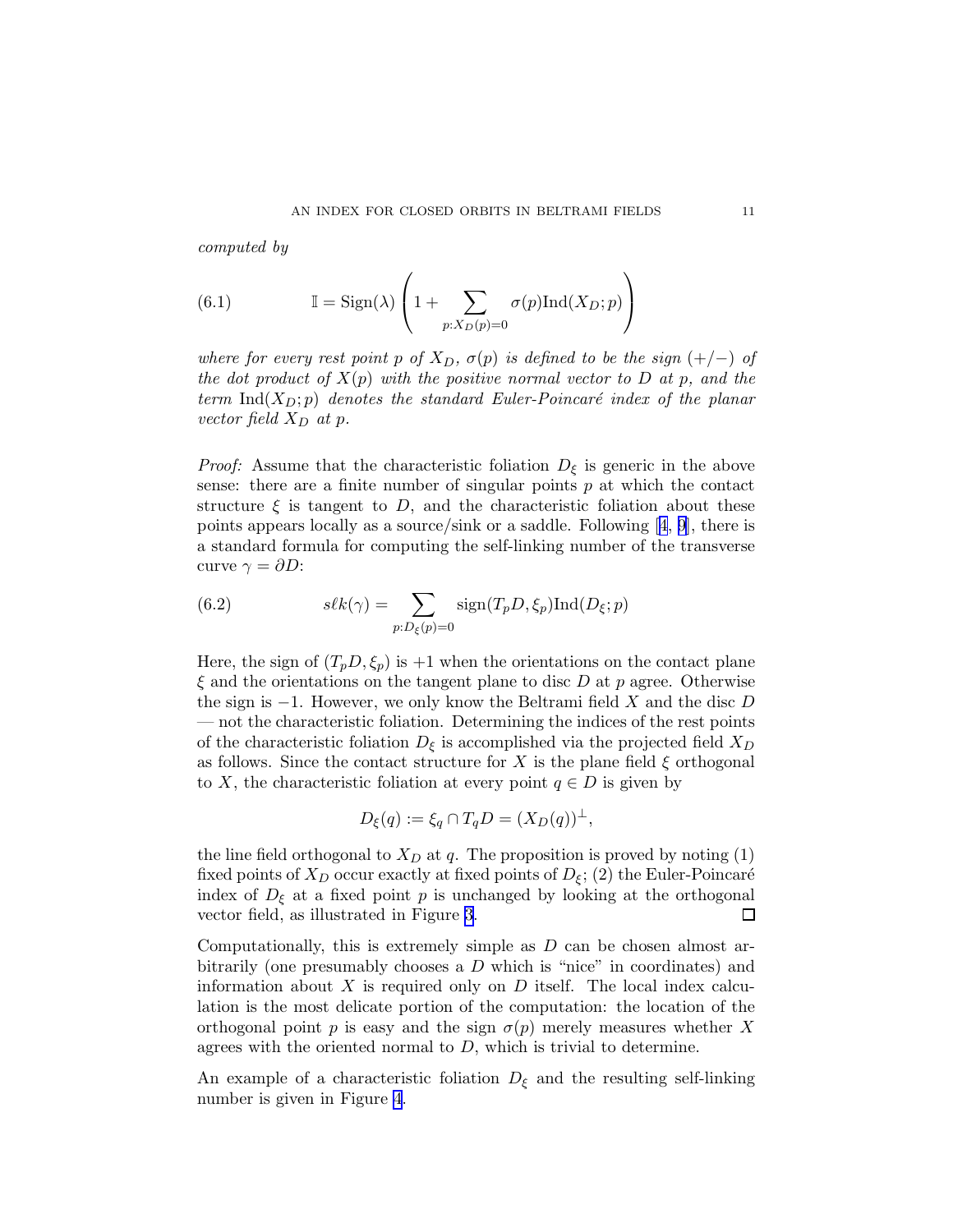*computed by*

$$\mathbb{I} = \text{Sign}(\lambda) \left( 1 + \sum_{p:X_D(p)=0} \sigma(p) \text{Ind}(X_D; p) \right) \tag{6.1}$$

*where for every rest point $p$ of $X_D$, $\sigma(p)$ is defined to be the sign $(+/-)$ of the dot product of $X(p)$ with the positive normal vector to $D$ at $p$, and the term $\text{Ind}(X_D; p)$ denotes the standard Euler-Poincaré index of the planar vector field $X_D$ at $p$.*

*Proof:* Assume that the characteristic foliation $D_\xi$ is generic in the above sense: there are a finite number of singular points $p$ at which the contact structure $\xi$ is tangent to $D$, and the characteristic foliation about these points appears locally as a source/sink or a saddle. Following [4, 9], there is a standard formula for computing the self-linking number of the transverse curve $\gamma = \partial D$:

$$s\ell k(\gamma) = \sum_{p:D_\xi(p)=0} \text{sign}(T_pD, \xi_p) \text{Ind}(D_\xi; p) \tag{6.2}$$

Here, the sign of $(T_pD, \xi_p)$ is $+1$ when the orientations on the contact plane $\xi$ and the orientations on the tangent plane to disc $D$ at $p$ agree. Otherwise the sign is $-1$. However, we only know the Beltrami field $X$ and the disc $D$ — not the characteristic foliation. Determining the indices of the rest points of the characteristic foliation $D_\xi$ is accomplished via the projected field $X_D$ as follows. Since the contact structure for $X$ is the plane field $\xi$ orthogonal to $X$, the characteristic foliation at every point $q \in D$ is given by

$$D_\xi(q) := \xi_q \cap T_qD = (X_D(q))^\perp,$$

the line field orthogonal to $X_D$ at $q$. The proposition is proved by noting (1) fixed points of $X_D$ occur exactly at fixed points of $D_\xi$; (2) the Euler-Poincaré index of $D_\xi$ at a fixed point $p$ is unchanged by looking at the orthogonal vector field, as illustrated in Figure 3. $\square$

Computationally, this is extremely simple as $D$ can be chosen almost arbitrarily (one presumably chooses a $D$ which is "nice" in coordinates) and information about $X$ is required only on $D$ itself. The local index calculation is the most delicate portion of the computation: the location of the orthogonal point $p$ is easy and the sign $\sigma(p)$ merely measures whether $X$ agrees with the oriented normal to $D$, which is trivial to determine.

An example of a characteristic foliation $D_\xi$ and the resulting self-linking number is given in Figure 4.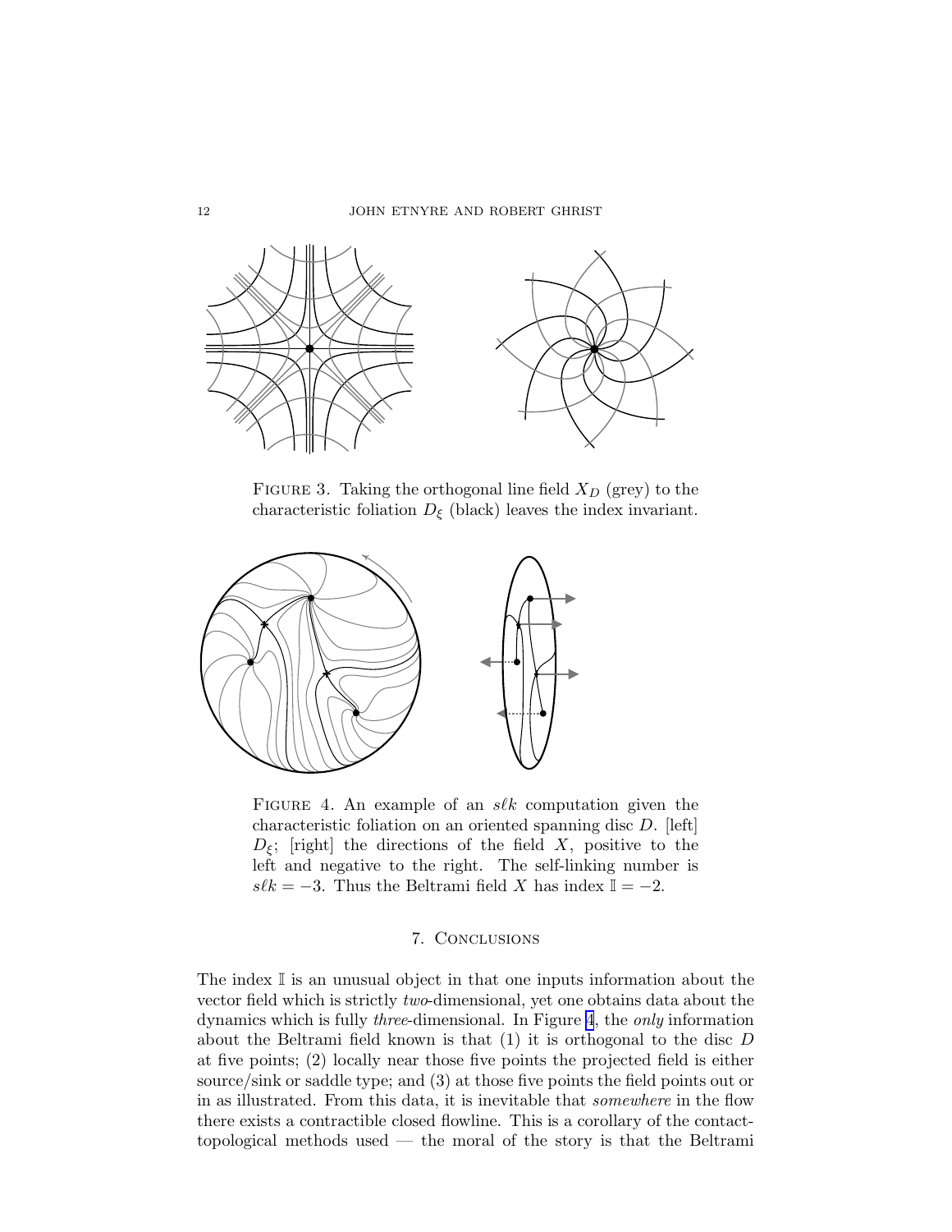FIGURE 3. Taking the orthogonal line field $X_D$ (grey) to the characteristic foliation $D_\xi$ (black) leaves the index invariant.

FIGURE 4. An example of an $s\ell k$ computation given the characteristic foliation on an oriented spanning disc $D$. [left] $D_\xi$; [right] the directions of the field $X$, positive to the left and negative to the right. The self-linking number is $s\ell k = -3$. Thus the Beltrami field $X$ has index $\mathbb{I} = -2$.

## 7. Conclusions

The index $\mathbb{I}$ is an unusual object in that one inputs information about the vector field which is strictly *two*-dimensional, yet one obtains data about the dynamics which is fully *three*-dimensional. In Figure 4, the *only* information about the Beltrami field known is that (1) it is orthogonal to the disc $D$ at five points; (2) locally near those five points the projected field is either source/sink or saddle type; and (3) at those five points the field points out or in as illustrated. From this data, it is inevitable that *somewhere* in the flow there exists a contractible closed flowline. This is a corollary of the contact-topological methods used — the moral of the story is that the Beltrami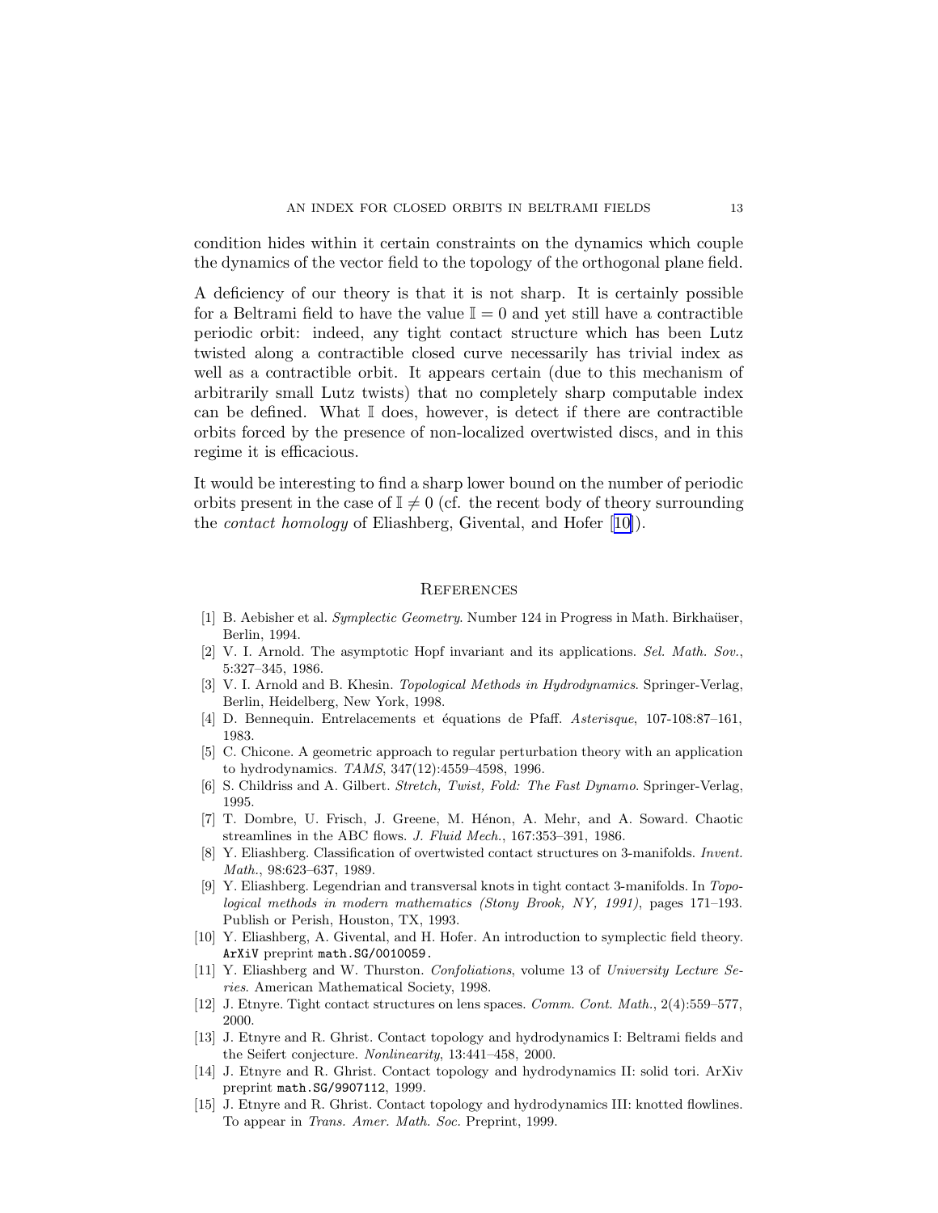condition hides within it certain constraints on the dynamics which couple the dynamics of the vector field to the topology of the orthogonal plane field.

A deficiency of our theory is that it is not sharp. It is certainly possible for a Beltrami field to have the value $\mathbb{I} = 0$ and yet still have a contractible periodic orbit: indeed, any tight contact structure which has been Lutz twisted along a contractible closed curve necessarily has trivial index as well as a contractible orbit. It appears certain (due to this mechanism of arbitrarily small Lutz twists) that no completely sharp computable index can be defined. What $\mathbb{I}$ does, however, is detect if there are contractible orbits forced by the presence of non-localized overtwisted discs, and in this regime it is efficacious.

It would be interesting to find a sharp lower bound on the number of periodic orbits present in the case of $\mathbb{I} \neq 0$ (cf. the recent body of theory surrounding the *contact homology* of Eliashberg, Givental, and Hofer [10]).

## References

[1] B. Aebisher et al. *Symplectic Geometry*. Number 124 in Progress in Math. Birkhaüser, Berlin, 1994.

[2] V. I. Arnold. The asymptotic Hopf invariant and its applications. *Sel. Math. Sov.*, 5:327–345, 1986.

[3] V. I. Arnold and B. Khesin. *Topological Methods in Hydrodynamics*. Springer-Verlag, Berlin, Heidelberg, New York, 1998.

[4] D. Bennequin. Entrelacements et équations de Pfaff. *Asterisque*, 107-108:87–161, 1983.

[5] C. Chicone. A geometric approach to regular perturbation theory with an application to hydrodynamics. *TAMS*, 347(12):4559–4598, 1996.

[6] S. Childriss and A. Gilbert. *Stretch, Twist, Fold: The Fast Dynamo*. Springer-Verlag, 1995.

[7] T. Dombre, U. Frisch, J. Greene, M. Hénon, A. Mehr, and A. Soward. Chaotic streamlines in the ABC flows. *J. Fluid Mech.*, 167:353–391, 1986.

[8] Y. Eliashberg. Classification of overtwisted contact structures on 3-manifolds. *Invent. Math.*, 98:623–637, 1989.

[9] Y. Eliashberg. Legendrian and transversal knots in tight contact 3-manifolds. In *Topological methods in modern mathematics (Stony Brook, NY, 1991)*, pages 171–193. Publish or Perish, Houston, TX, 1993.

[10] Y. Eliashberg, A. Givental, and H. Hofer. An introduction to symplectic field theory. `ArXiV` preprint `math.SG/0010059`.

[11] Y. Eliashberg and W. Thurston. *Confoliations*, volume 13 of *University Lecture Series*. American Mathematical Society, 1998.

[12] J. Etnyre. Tight contact structures on lens spaces. *Comm. Cont. Math.*, 2(4):559–577, 2000.

[13] J. Etnyre and R. Ghrist. Contact topology and hydrodynamics I: Beltrami fields and the Seifert conjecture. *Nonlinearity*, 13:441–458, 2000.

[14] J. Etnyre and R. Ghrist. Contact topology and hydrodynamics II: solid tori. ArXiv preprint `math.SG/9907112`, 1999.

[15] J. Etnyre and R. Ghrist. Contact topology and hydrodynamics III: knotted flowlines. To appear in *Trans. Amer. Math. Soc.* Preprint, 1999.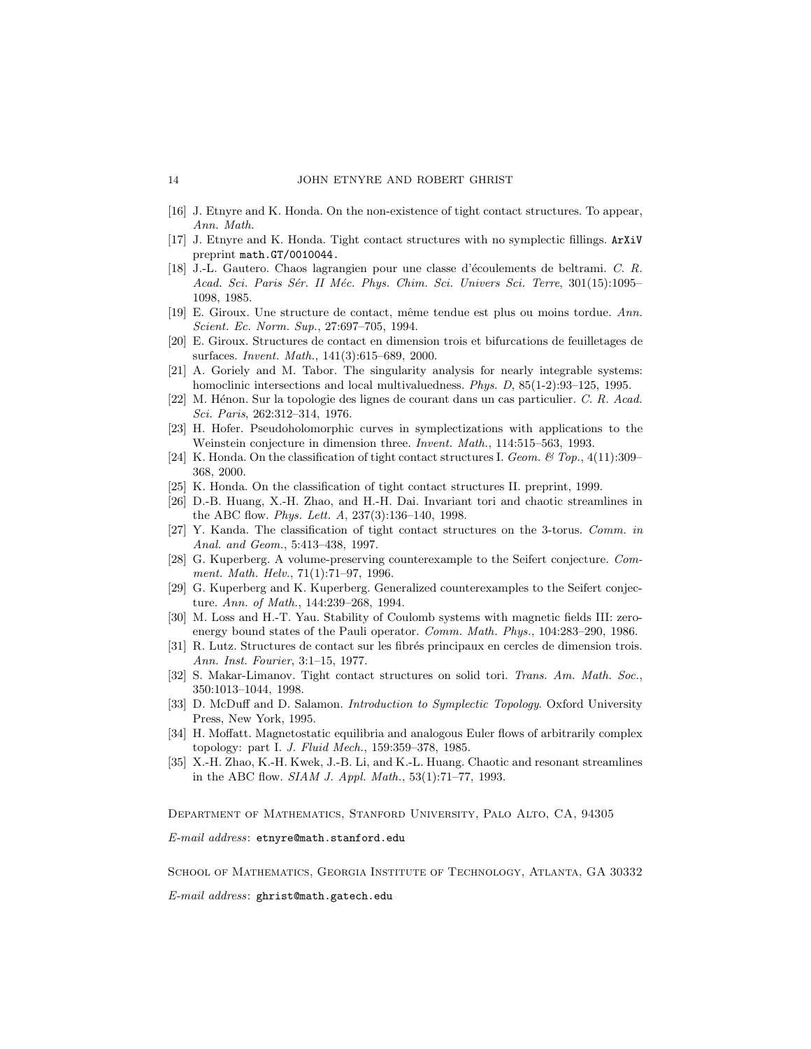[16] J. Etnyre and K. Honda. On the non-existence of tight contact structures. To appear, *Ann. Math.*

[17] J. Etnyre and K. Honda. Tight contact structures with no symplectic fillings. ArXiV preprint math.GT/0010044.

[18] J.-L. Gautero. Chaos lagrangien pour une classe d'écoulements de beltrami. *C. R. Acad. Sci. Paris Sér. II Méc. Phys. Chim. Sci. Univers Sci. Terre*, 301(15):1095–1098, 1985.

[19] E. Giroux. Une structure de contact, même tendue est plus ou moins tordue. *Ann. Scient. Ec. Norm. Sup.*, 27:697–705, 1994.

[20] E. Giroux. Structures de contact en dimension trois et bifurcations de feuilletages de surfaces. *Invent. Math.*, 141(3):615–689, 2000.

[21] A. Goriely and M. Tabor. The singularity analysis for nearly integrable systems: homoclinic intersections and local multivaluedness. *Phys. D*, 85(1-2):93–125, 1995.

[22] M. Hénon. Sur la topologie des lignes de courant dans un cas particulier. *C. R. Acad. Sci. Paris*, 262:312–314, 1976.

[23] H. Hofer. Pseudoholomorphic curves in symplectizations with applications to the Weinstein conjecture in dimension three. *Invent. Math.*, 114:515–563, 1993.

[24] K. Honda. On the classification of tight contact structures I. *Geom. & Top.*, 4(11):309–368, 2000.

[25] K. Honda. On the classification of tight contact structures II. preprint, 1999.

[26] D.-B. Huang, X.-H. Zhao, and H.-H. Dai. Invariant tori and chaotic streamlines in the ABC flow. *Phys. Lett. A*, 237(3):136–140, 1998.

[27] Y. Kanda. The classification of tight contact structures on the 3-torus. *Comm. in Anal. and Geom.*, 5:413–438, 1997.

[28] G. Kuperberg. A volume-preserving counterexample to the Seifert conjecture. *Comment. Math. Helv.*, 71(1):71–97, 1996.

[29] G. Kuperberg and K. Kuperberg. Generalized counterexamples to the Seifert conjecture. *Ann. of Math.*, 144:239–268, 1994.

[30] M. Loss and H.-T. Yau. Stability of Coulomb systems with magnetic fields III: zero-energy bound states of the Pauli operator. *Comm. Math. Phys.*, 104:283–290, 1986.

[31] R. Lutz. Structures de contact sur les fibrés principaux en cercles de dimension trois. *Ann. Inst. Fourier*, 3:1–15, 1977.

[32] S. Makar-Limanov. Tight contact structures on solid tori. *Trans. Am. Math. Soc.*, 350:1013–1044, 1998.

[33] D. McDuff and D. Salamon. *Introduction to Symplectic Topology.* Oxford University Press, New York, 1995.

[34] H. Moffatt. Magnetostatic equilibria and analogous Euler flows of arbitrarily complex topology: part I. *J. Fluid Mech.*, 159:359–378, 1985.

[35] X.-H. Zhao, K.-H. Kwek, J.-B. Li, and K.-L. Huang. Chaotic and resonant streamlines in the ABC flow. *SIAM J. Appl. Math.*, 53(1):71–77, 1993.

Department of Mathematics, Stanford University, Palo Alto, CA, 94305

*E-mail address*: etnyre@math.stanford.edu

School of Mathematics, Georgia Institute of Technology, Atlanta, GA 30332

*E-mail address*: ghrist@math.gatech.edu